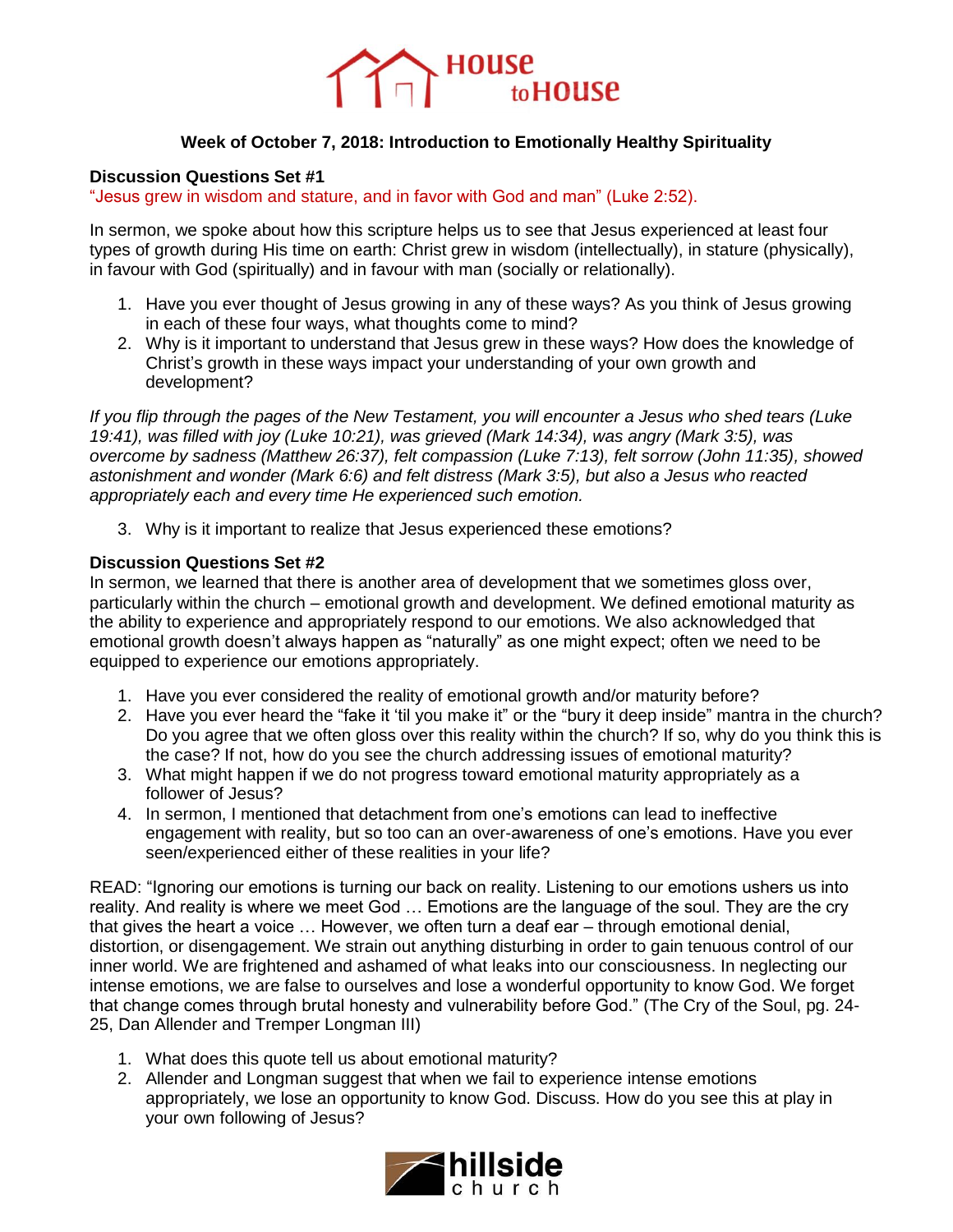House to House

**Week of October 7, 2018: Introduction to Emotionally Healthy Spirituality**

**Discussion Questions Set #1**

"Jesus grew in wisdom and stature, and in favor with God and man" (Luke 2:52).

In sermon, we spoke about how this scripture helps us to see that Jesus experienced at least four types of growth during His time on earth: Christ grew in wisdom (intellectually), in stature (physically), in favour with God (spiritually) and in favour with man (socially or relationally).

1. Have you ever thought of Jesus growing in any of these ways? As you think of Jesus growing in each of these four ways, what thoughts come to mind?
2. Why is it important to understand that Jesus grew in these ways? How does the knowledge of Christ's growth in these ways impact your understanding of your own growth and development?

*If you flip through the pages of the New Testament, you will encounter a Jesus who shed tears (Luke 19:41), was filled with joy (Luke 10:21), was grieved (Mark 14:34), was angry (Mark 3:5), was overcome by sadness (Matthew 26:37), felt compassion (Luke 7:13), felt sorrow (John 11:35), showed astonishment and wonder (Mark 6:6) and felt distress (Mark 3:5), but also a Jesus who reacted appropriately each and every time He experienced such emotion.*

3. Why is it important to realize that Jesus experienced these emotions?

**Discussion Questions Set #2**

In sermon, we learned that there is another area of development that we sometimes gloss over, particularly within the church – emotional growth and development. We defined emotional maturity as the ability to experience and appropriately respond to our emotions. We also acknowledged that emotional growth doesn't always happen as "naturally" as one might expect; often we need to be equipped to experience our emotions appropriately.

1. Have you ever considered the reality of emotional growth and/or maturity before?
2. Have you ever heard the "fake it 'til you make it" or the "bury it deep inside" mantra in the church? Do you agree that we often gloss over this reality within the church? If so, why do you think this is the case? If not, how do you see the church addressing issues of emotional maturity?
3. What might happen if we do not progress toward emotional maturity appropriately as a follower of Jesus?
4. In sermon, I mentioned that detachment from one's emotions can lead to ineffective engagement with reality, but so too can an over-awareness of one's emotions. Have you ever seen/experienced either of these realities in your life?

READ: "Ignoring our emotions is turning our back on reality. Listening to our emotions ushers us into reality. And reality is where we meet God … Emotions are the language of the soul. They are the cry that gives the heart a voice … However, we often turn a deaf ear – through emotional denial, distortion, or disengagement. We strain out anything disturbing in order to gain tenuous control of our inner world. We are frightened and ashamed of what leaks into our consciousness. In neglecting our intense emotions, we are false to ourselves and lose a wonderful opportunity to know God. We forget that change comes through brutal honesty and vulnerability before God." (The Cry of the Soul, pg. 24-25, Dan Allender and Tremper Longman III)

1. What does this quote tell us about emotional maturity?
2. Allender and Longman suggest that when we fail to experience intense emotions appropriately, we lose an opportunity to know God. Discuss. How do you see this at play in your own following of Jesus?

hillside church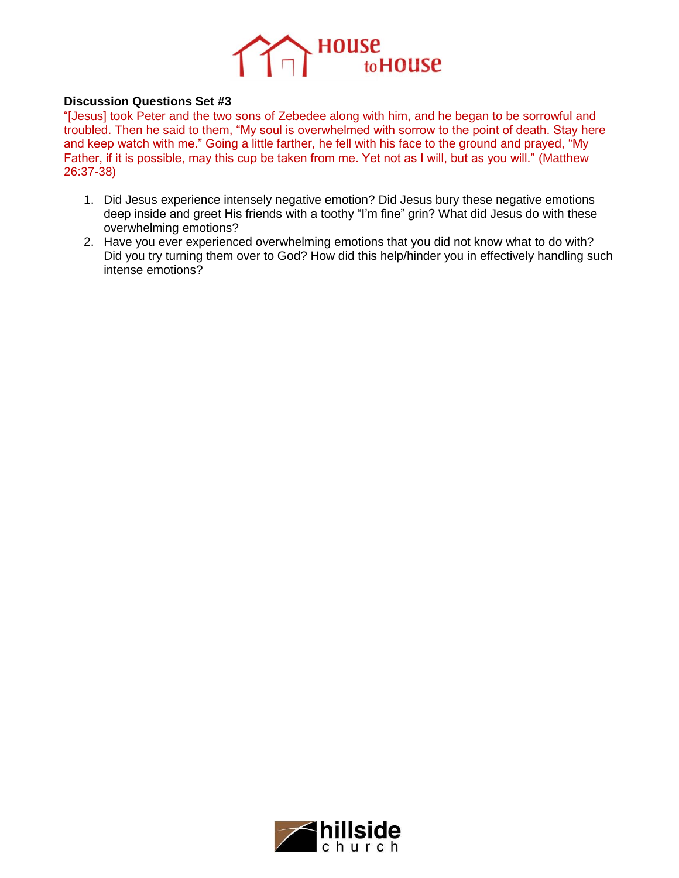**Discussion Questions Set #3**

"[Jesus] took Peter and the two sons of Zebedee along with him, and he began to be sorrowful and troubled. Then he said to them, "My soul is overwhelmed with sorrow to the point of death. Stay here and keep watch with me." Going a little farther, he fell with his face to the ground and prayed, "My Father, if it is possible, may this cup be taken from me. Yet not as I will, but as you will." (Matthew 26:37-38)

1. Did Jesus experience intensely negative emotion? Did Jesus bury these negative emotions deep inside and greet His friends with a toothy "I'm fine" grin? What did Jesus do with these overwhelming emotions?
2. Have you ever experienced overwhelming emotions that you did not know what to do with? Did you try turning them over to God? How did this help/hinder you in effectively handling such intense emotions?